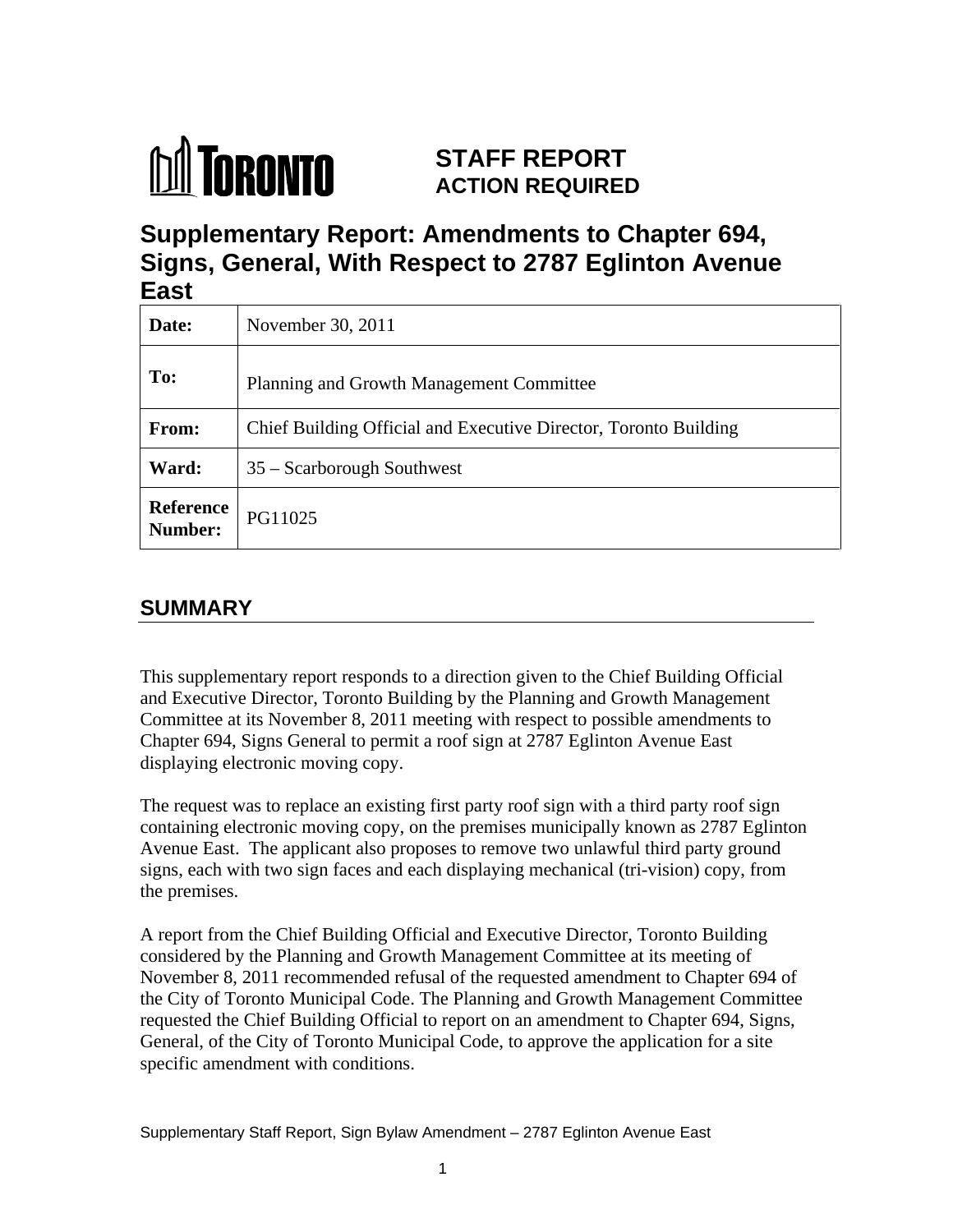# TORONTO

**STAFF REPORT**
**ACTION REQUIRED**

# Supplementary Report: Amendments to Chapter 694, Signs, General, With Respect to 2787 Eglinton Avenue East

| | |
|---|---|
| **Date:** | November 30, 2011 |
| **To:** | Planning and Growth Management Committee |
| **From:** | Chief Building Official and Executive Director, Toronto Building |
| **Ward:** | 35 – Scarborough Southwest |
| **Reference Number:** | PG11025 |

## SUMMARY

This supplementary report responds to a direction given to the Chief Building Official and Executive Director, Toronto Building by the Planning and Growth Management Committee at its November 8, 2011 meeting with respect to possible amendments to Chapter 694, Signs General to permit a roof sign at 2787 Eglinton Avenue East displaying electronic moving copy.

The request was to replace an existing first party roof sign with a third party roof sign containing electronic moving copy, on the premises municipally known as 2787 Eglinton Avenue East. The applicant also proposes to remove two unlawful third party ground signs, each with two sign faces and each displaying mechanical (tri-vision) copy, from the premises.

A report from the Chief Building Official and Executive Director, Toronto Building considered by the Planning and Growth Management Committee at its meeting of November 8, 2011 recommended refusal of the requested amendment to Chapter 694 of the City of Toronto Municipal Code. The Planning and Growth Management Committee requested the Chief Building Official to report on an amendment to Chapter 694, Signs, General, of the City of Toronto Municipal Code, to approve the application for a site specific amendment with conditions.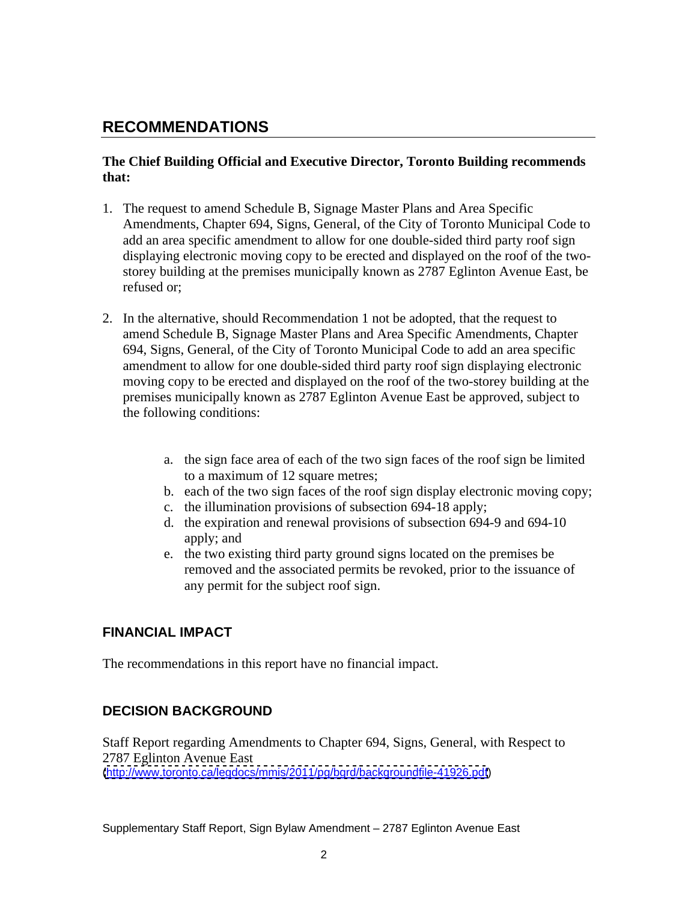## RECOMMENDATIONS

**The Chief Building Official and Executive Director, Toronto Building recommends that:**

1. The request to amend Schedule B, Signage Master Plans and Area Specific Amendments, Chapter 694, Signs, General, of the City of Toronto Municipal Code to add an area specific amendment to allow for one double-sided third party roof sign displaying electronic moving copy to be erected and displayed on the roof of the two-storey building at the premises municipally known as 2787 Eglinton Avenue East, be refused or;

2. In the alternative, should Recommendation 1 not be adopted, that the request to amend Schedule B, Signage Master Plans and Area Specific Amendments, Chapter 694, Signs, General, of the City of Toronto Municipal Code to add an area specific amendment to allow for one double-sided third party roof sign displaying electronic moving copy to be erected and displayed on the roof of the two-storey building at the premises municipally known as 2787 Eglinton Avenue East be approved, subject to the following conditions:

    a. the sign face area of each of the two sign faces of the roof sign be limited to a maximum of 12 square metres;
    b. each of the two sign faces of the roof sign display electronic moving copy;
    c. the illumination provisions of subsection 694-18 apply;
    d. the expiration and renewal provisions of subsection 694-9 and 694-10 apply; and
    e. the two existing third party ground signs located on the premises be removed and the associated permits be revoked, prior to the issuance of any permit for the subject roof sign.

### FINANCIAL IMPACT

The recommendations in this report have no financial impact.

### DECISION BACKGROUND

Staff Report regarding Amendments to Chapter 694, Signs, General, with Respect to 2787 Eglinton Avenue East
(http://www.toronto.ca/legdocs/mmis/2011/pg/bgrd/backgroundfile-41926.pdf)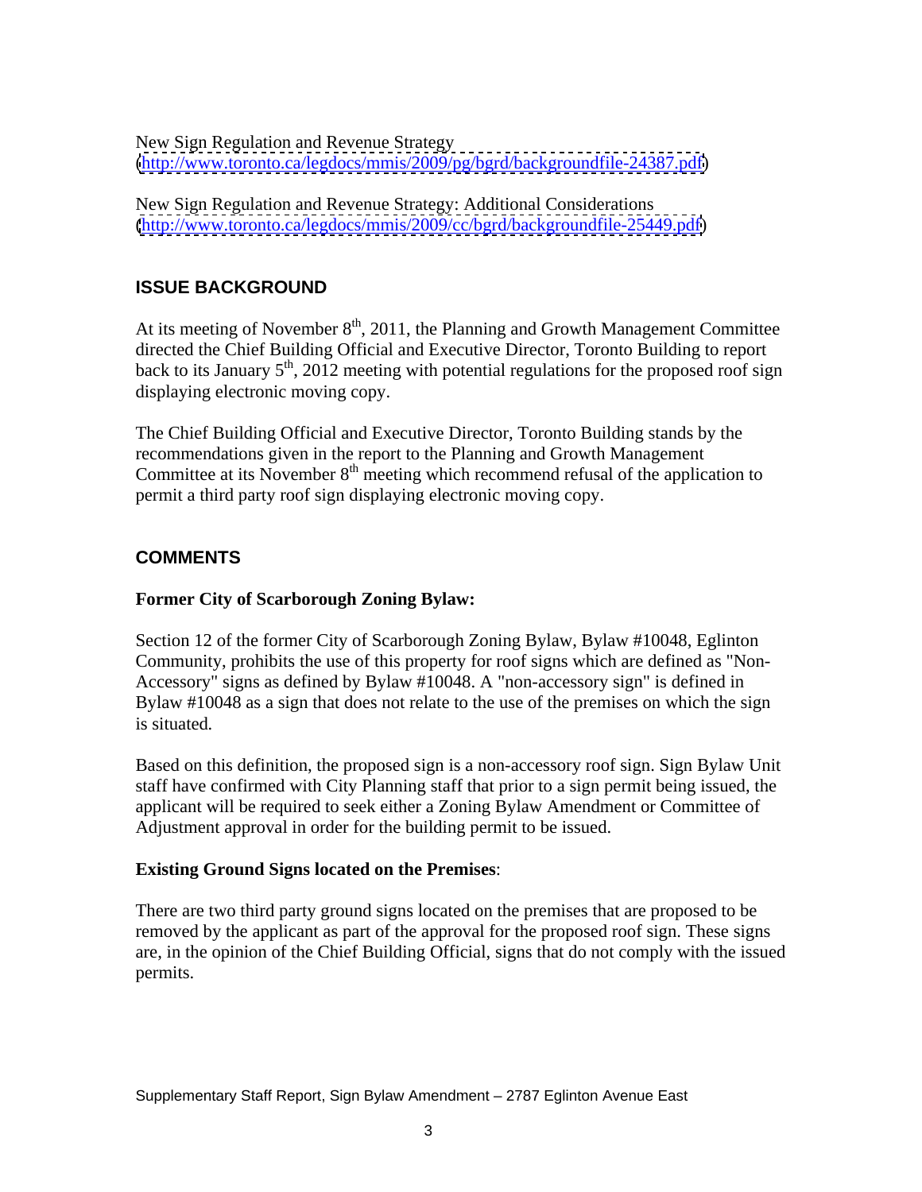New Sign Regulation and Revenue Strategy
(http://www.toronto.ca/legdocs/mmis/2009/pg/bgrd/backgroundfile-24387.pdf)

New Sign Regulation and Revenue Strategy: Additional Considerations
(http://www.toronto.ca/legdocs/mmis/2009/cc/bgrd/backgroundfile-25449.pdf)

## ISSUE BACKGROUND

At its meeting of November 8th, 2011, the Planning and Growth Management Committee directed the Chief Building Official and Executive Director, Toronto Building to report back to its January 5th, 2012 meeting with potential regulations for the proposed roof sign displaying electronic moving copy.

The Chief Building Official and Executive Director, Toronto Building stands by the recommendations given in the report to the Planning and Growth Management Committee at its November 8th meeting which recommend refusal of the application to permit a third party roof sign displaying electronic moving copy.

## COMMENTS

**Former City of Scarborough Zoning Bylaw:**

Section 12 of the former City of Scarborough Zoning Bylaw, Bylaw #10048, Eglinton Community, prohibits the use of this property for roof signs which are defined as "Non-Accessory" signs as defined by Bylaw #10048. A "non-accessory sign" is defined in Bylaw #10048 as a sign that does not relate to the use of the premises on which the sign is situated.

Based on this definition, the proposed sign is a non-accessory roof sign. Sign Bylaw Unit staff have confirmed with City Planning staff that prior to a sign permit being issued, the applicant will be required to seek either a Zoning Bylaw Amendment or Committee of Adjustment approval in order for the building permit to be issued.

**Existing Ground Signs located on the Premises**:

There are two third party ground signs located on the premises that are proposed to be removed by the applicant as part of the approval for the proposed roof sign. These signs are, in the opinion of the Chief Building Official, signs that do not comply with the issued permits.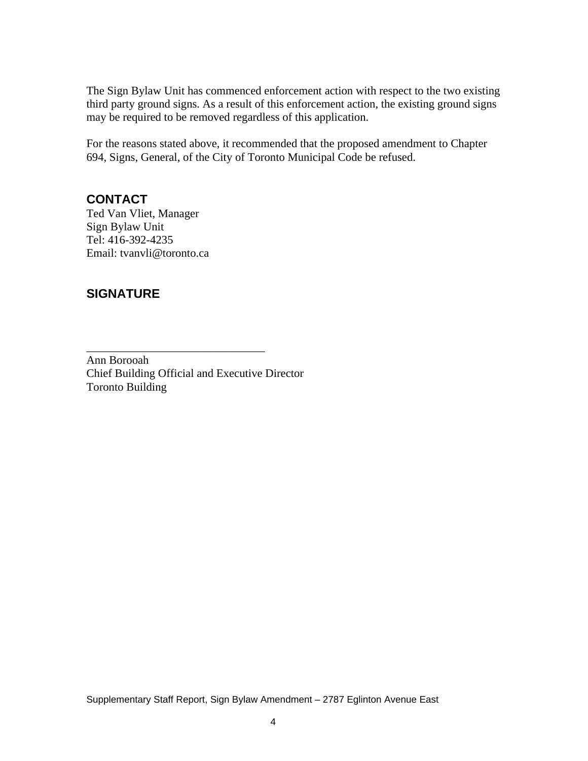The Sign Bylaw Unit has commenced enforcement action with respect to the two existing third party ground signs. As a result of this enforcement action, the existing ground signs may be required to be removed regardless of this application.

For the reasons stated above, it recommended that the proposed amendment to Chapter 694, Signs, General, of the City of Toronto Municipal Code be refused.

## CONTACT

Ted Van Vliet, Manager
Sign Bylaw Unit
Tel: 416-392-4235
Email: tvanvli@toronto.ca

## SIGNATURE

_______________________________
Ann Borooah
Chief Building Official and Executive Director
Toronto Building